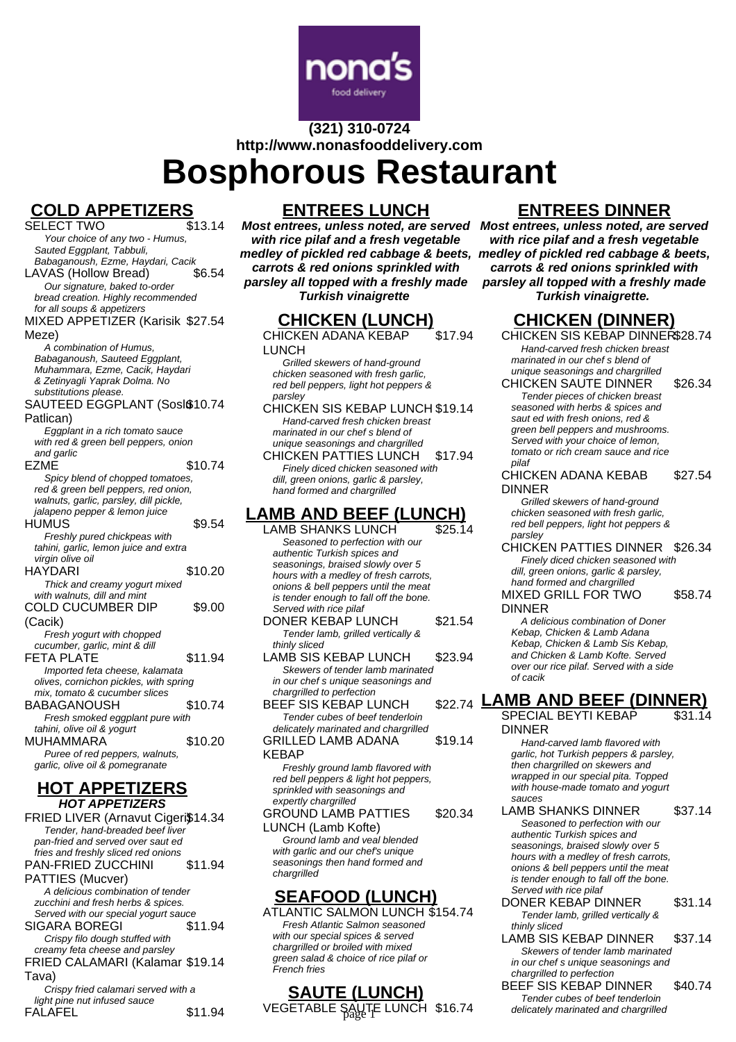(321) 310-0724
http://www.nonasfooddelivery.com

# Bosphorous Restaurant

## COLD APPETIZERS

**SELECT TWO** $13.14
Your choice of any two - Humus, Sauted Eggplant, Tabbuli, Babaganoush, Ezme, Haydari, Cacik

**LAVAS (Hollow Bread)** $6.54
Our signature, baked to-order bread creation. Highly recommended for all soups & appetizers

**MIXED APPETIZER (Karisik Meze)** $27.54
A combination of Humus, Babaganoush, Sauteed Eggplant, Muhammara, Ezme, Cacik, Haydari & Zetinyagli Yaprak Dolma. No substitutions please.

**SAUTEED EGGPLANT (Soslu Patlican)** $10.74
Eggplant in a rich tomato sauce with red & green bell peppers, onion and garlic

**EZME** $10.74
Spicy blend of chopped tomatoes, red & green bell peppers, red onion, walnuts, garlic, parsley, dill pickle, jalapeno pepper & lemon juice

**HUMUS** $9.54
Freshly pured chickpeas with tahini, garlic, lemon juice and extra virgin olive oil

**HAYDARI** $10.20
Thick and creamy yogurt mixed with walnuts, dill and mint

**COLD CUCUMBER DIP (Cacik)** $9.00
Fresh yogurt with chopped cucumber, garlic, mint & dill

**FETA PLATE** $11.94
Imported feta cheese, kalamata olives, cornichon pickles, with spring mix, tomato & cucumber slices

**BABAGANOUSH** $10.74
Fresh smoked eggplant pure with tahini, olive oil & yogurt

**MUHAMMARA** $10.20
Puree of red peppers, walnuts, garlic, olive oil & pomegranate

## HOT APPETIZERS

**HOT APPETIZERS**

**FRIED LIVER (Arnavut Cigeri)** $14.34
Tender, hand-breaded beef liver pan-fried and served over saut ed fries and freshly sliced red onions

**PAN-FRIED ZUCCHINI PATTIES (Mucver)** $11.94
A delicious combination of tender zucchini and fresh herbs & spices. Served with our special yogurt sauce

**SIGARA BOREGI** $11.94
Crispy filo dough stuffed with creamy feta cheese and parsley

**FRIED CALAMARI (Kalamar Tava)** $19.14
Crispy fried calamari served with a light pine nut infused sauce

**FALAFEL** $11.94

## ENTREES LUNCH

**Most entrees, unless noted, are served with rice pilaf and a fresh vegetable medley of pickled red cabbage & beets, carrots & red onions sprinkled with parsley all topped with a freshly made Turkish vinaigrette**

### CHICKEN (LUNCH)

**CHICKEN ADANA KEBAP LUNCH** $17.94
Grilled skewers of hand-ground chicken seasoned with fresh garlic, red bell peppers, light hot peppers & parsley

**CHICKEN SIS KEBAP LUNCH** $19.14
Hand-carved fresh chicken breast marinated in our chef s blend of unique seasonings and chargrilled

**CHICKEN PATTIES LUNCH** $17.94
Finely diced chicken seasoned with dill, green onions, garlic & parsley, hand formed and chargrilled

### LAMB AND BEEF (LUNCH)

**LAMB SHANKS LUNCH** $25.14
Seasoned to perfection with our authentic Turkish spices and seasonings, braised slowly over 5 hours with a medley of fresh carrots, onions & bell peppers until the meat is tender enough to fall off the bone. Served with rice pilaf

**DONER KEBAP LUNCH** $21.54
Tender lamb, grilled vertically & thinly sliced

**LAMB SIS KEBAP LUNCH** $23.94
Skewers of tender lamb marinated in our chef s unique seasonings and chargrilled to perfection

**BEEF SIS KEBAP LUNCH** $22.74
Tender cubes of beef tenderloin delicately marinated and chargrilled

**GRILLED LAMB ADANA KEBAP** $19.14
Freshly ground lamb flavored with red bell peppers & light hot peppers, sprinkled with seasonings and expertly chargrilled

**GROUND LAMB PATTIES LUNCH (Lamb Kofte)** $20.34
Ground lamb and veal blended with garlic and our chef's unique seasonings then hand formed and chargrilled

### SEAFOOD (LUNCH)

**ATLANTIC SALMON LUNCH** $154.74
Fresh Atlantic Salmon seasoned with our special spices & served chargrilled or broiled with mixed green salad & choice of rice pilaf or French fries

### SAUTE (LUNCH)

**VEGETABLE SAUTE LUNCH** $16.74

## ENTREES DINNER

**Most entrees, unless noted, are served with rice pilaf and a fresh vegetable medley of pickled red cabbage & beets, carrots & red onions sprinkled with parsley all topped with a freshly made Turkish vinaigrette.**

### CHICKEN (DINNER)

**CHICKEN SIS KEBAP DINNER** $28.74
Hand-carved fresh chicken breast marinated in our chef s blend of unique seasonings and chargrilled

**CHICKEN SAUTE DINNER** $26.34
Tender pieces of chicken breast seasoned with herbs & spices and saut ed with fresh onions, red & green bell peppers and mushrooms. Served with your choice of lemon, tomato or rich cream sauce and rice pilaf

**CHICKEN ADANA KEBAB DINNER** $27.54
Grilled skewers of hand-ground chicken seasoned with fresh garlic, red bell peppers, light hot peppers & parsley

**CHICKEN PATTIES DINNER** $26.34
Finely diced chicken seasoned with dill, green onions, garlic & parsley, hand formed and chargrilled

**MIXED GRILL FOR TWO DINNER** $58.74
A delicious combination of Doner Kebap, Chicken & Lamb Adana Kebap, Chicken & Lamb Sis Kebap, and Chicken & Lamb Kofte. Served over our rice pilaf. Served with a side of cacik

### LAMB AND BEEF (DINNER)

**SPECIAL BEYTI KEBAP DINNER** $31.14
Hand-carved lamb flavored with garlic, hot Turkish peppers & parsley, then chargrilled on skewers and wrapped in our special pita. Topped with house-made tomato and yogurt sauces

**LAMB SHANKS DINNER** $37.14
Seasoned to perfection with our authentic Turkish spices and seasonings, braised slowly over 5 hours with a medley of fresh carrots, onions & bell peppers until the meat is tender enough to fall off the bone. Served with rice pilaf

**DONER KEBAP DINNER** $31.14
Tender lamb, grilled vertically & thinly sliced

**LAMB SIS KEBAP DINNER** $37.14
Skewers of tender lamb marinated in our chef s unique seasonings and chargrilled to perfection

**BEEF SIS KEBAP DINNER** $40.74
Tender cubes of beef tenderloin delicately marinated and chargrilled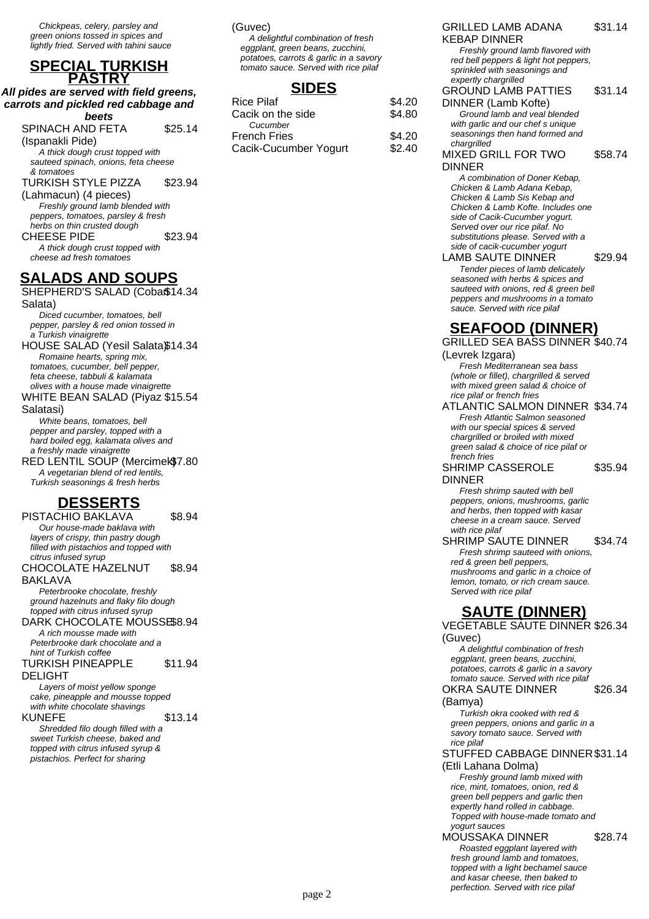*Chickpeas, celery, parsley and green onions tossed in spices and lightly fried. Served with tahini sauce*

## SPECIAL TURKISH PASTRY

**All pides are served with field greens, carrots and pickled red cabbage and beets**

SPINACH AND FETA (Ispanakli Pide) $25.14
*A thick dough crust topped with sauteed spinach, onions, feta cheese & tomatoes*

TURKISH STYLE PIZZA (Lahmacun) (4 pieces) $23.94
*Freshly ground lamb blended with peppers, tomatoes, parsley & fresh herbs on thin crusted dough*

CHEESE PIDE $23.94
*A thick dough crust topped with cheese ad fresh tomatoes*

## SALADS AND SOUPS

SHEPHERD'S SALAD (Coban Salata) $14.34
*Diced cucumber, tomatoes, bell pepper, parsley & red onion tossed in a Turkish vinaigrette*

HOUSE SALAD (Yesil Salata) $14.34
*Romaine hearts, spring mix, tomatoes, cucumber, bell pepper, feta cheese, tabbuli & kalamata olives with a house made vinaigrette*

WHITE BEAN SALAD (Piyaz Salatasi) $15.54
*White beans, tomatoes, bell pepper and parsley, topped with a hard boiled egg, kalamata olives and a freshly made vinaigrette*

RED LENTIL SOUP (Mercimek) $7.80
*A vegetarian blend of red lentils, Turkish seasonings & fresh herbs*

## DESSERTS

PISTACHIO BAKLAVA $8.94
*Our house-made baklava with layers of crispy, thin pastry dough filled with pistachios and topped with citrus infused syrup*

CHOCOLATE HAZELNUT BAKLAVA $8.94
*Peterbrooke chocolate, freshly ground hazelnuts and flaky filo dough topped with citrus infused syrup*

DARK CHOCOLATE MOUSSE $8.94
*A rich mousse made with Peterbrooke dark chocolate and a hint of Turkish coffee*

TURKISH PINEAPPLE DELIGHT $11.94
*Layers of moist yellow sponge cake, pineapple and mousse topped with white chocolate shavings*

KUNEFE $13.14
*Shredded filo dough filled with a sweet Turkish cheese, baked and topped with citrus infused syrup & pistachios. Perfect for sharing*

(Guvec)
*A delightful combination of fresh eggplant, green beans, zucchini, potatoes, carrots & garlic in a savory tomato sauce. Served with rice pilaf*

## SIDES

| | |
|---|---|
| Rice Pilaf | $4.20 |
| Cacik on the side *Cucumber* | $4.80 |
| French Fries | $4.20 |
| Cacik-Cucumber Yogurt | $2.40 |

GRILLED LAMB ADANA KEBAP DINNER $31.14
*Freshly ground lamb flavored with red bell peppers & light hot peppers, sprinkled with seasonings and expertly chargrilled*

GROUND LAMB PATTIES DINNER (Lamb Kofte) $31.14
*Ground lamb and veal blended with garlic and our chef s unique seasonings then hand formed and chargrilled*

MIXED GRILL FOR TWO DINNER $58.74
*A combination of Doner Kebap, Chicken & Lamb Adana Kebap, Chicken & Lamb Sis Kebap and Chicken & Lamb Kofte. Includes one side of Cacik-Cucumber yogurt. Served over our rice pilaf. No substitutions please. Served with a side of cacik-cucumber yogurt*

LAMB SAUTE DINNER $29.94
*Tender pieces of lamb delicately seasoned with herbs & spices and sauteed with onions, red & green bell peppers and mushrooms in a tomato sauce. Served with rice pilaf*

## SEAFOOD (DINNER)

GRILLED SEA BASS DINNER (Levrek Izgara) $40.74
*Fresh Mediterranean sea bass (whole or fillet), chargrilled & served with mixed green salad & choice of rice pilaf or french fries*

ATLANTIC SALMON DINNER $34.74
*Fresh Atlantic Salmon seasoned with our special spices & served chargrilled or broiled with mixed green salad & choice of rice pilaf or french fries*

SHRIMP CASSEROLE DINNER $35.94
*Fresh shrimp sauted with bell peppers, onions, mushrooms, garlic and herbs, then topped with kasar cheese in a cream sauce. Served with rice pilaf*

SHRIMP SAUTE DINNER $34.74
*Fresh shrimp sauteed with onions, red & green bell peppers, mushrooms and garlic in a choice of lemon, tomato, or rich cream sauce. Served with rice pilaf*

## SAUTE (DINNER)

VEGETABLE SAUTE DINNER (Guvec) $26.34
*A delightful combination of fresh eggplant, green beans, zucchini, potatoes, carrots & garlic in a savory tomato sauce. Served with rice pilaf*

OKRA SAUTE DINNER (Bamya) $26.34
*Turkish okra cooked with red & green peppers, onions and garlic in a savory tomato sauce. Served with rice pilaf*

STUFFED CABBAGE DINNER (Etli Lahana Dolma) $31.14
*Freshly ground lamb mixed with rice, mint, tomatoes, onion, red & green bell peppers and garlic then expertly hand rolled in cabbage. Topped with house-made tomato and yogurt sauces*

MOUSSAKA DINNER $28.74
*Roasted eggplant layered with fresh ground lamb and tomatoes, topped with a light bechamel sauce and kasar cheese, then baked to perfection. Served with rice pilaf*